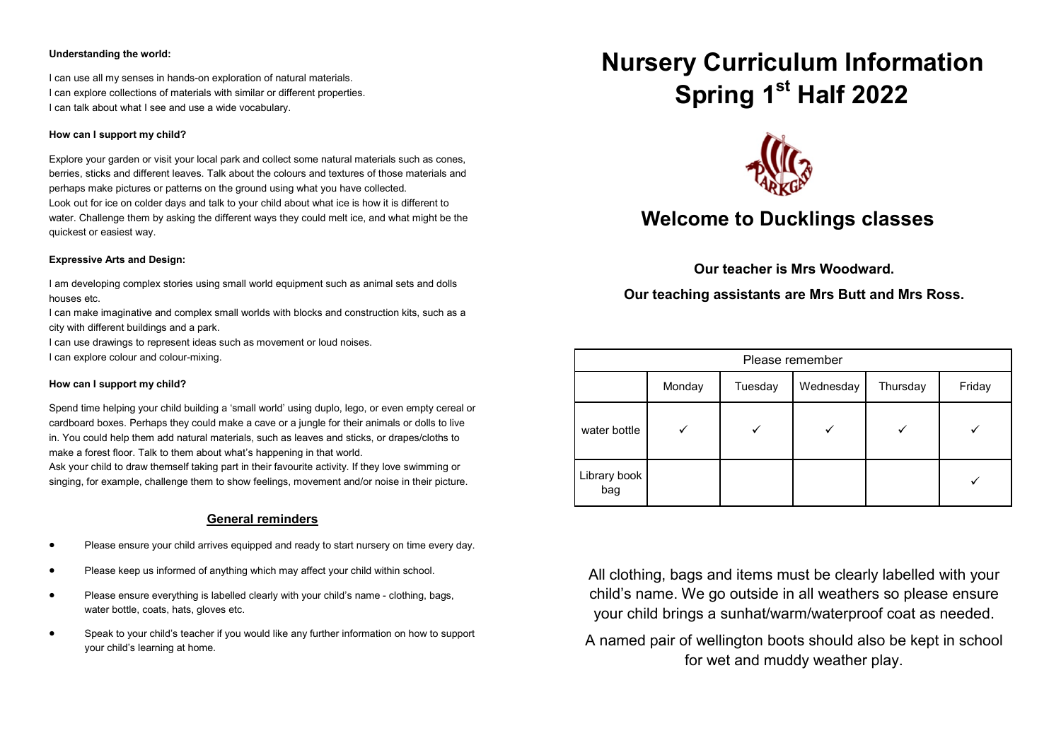**Understanding the world:**

I can use all my senses in hands-on exploration of natural materials.
I can explore collections of materials with similar or different properties.
I can talk about what I see and use a wide vocabulary.

**How can I support my child?**

Explore your garden or visit your local park and collect some natural materials such as cones, berries, sticks and different leaves. Talk about the colours and textures of those materials and perhaps make pictures or patterns on the ground using what you have collected.
Look out for ice on colder days and talk to your child about what ice is how it is different to water. Challenge them by asking the different ways they could melt ice, and what might be the quickest or easiest way.

**Expressive Arts and Design:**

I am developing complex stories using small world equipment such as animal sets and dolls houses etc.
I can make imaginative and complex small worlds with blocks and construction kits, such as a city with different buildings and a park.
I can use drawings to represent ideas such as movement or loud noises.
I can explore colour and colour-mixing.

**How can I support my child?**

Spend time helping your child building a 'small world' using duplo, lego, or even empty cereal or cardboard boxes. Perhaps they could make a cave or a jungle for their animals or dolls to live in. You could help them add natural materials, such as leaves and sticks, or drapes/cloths to make a forest floor. Talk to them about what's happening in that world.
Ask your child to draw themself taking part in their favourite activity. If they love swimming or singing, for example, challenge them to show feelings, movement and/or noise in their picture.

## General reminders

- Please ensure your child arrives equipped and ready to start nursery on time every day.
- Please keep us informed of anything which may affect your child within school.
- Please ensure everything is labelled clearly with your child's name - clothing, bags, water bottle, coats, hats, gloves etc.
- Speak to your child's teacher if you would like any further information on how to support your child's learning at home.

# Nursery Curriculum Information Spring 1st Half 2022

## Welcome to Ducklings classes

**Our teacher is Mrs Woodward.**

**Our teaching assistants are Mrs Butt and Mrs Ross.**

| Please remember | | | | | |
|---|---|---|---|---|---|
| | Monday | Tuesday | Wednesday | Thursday | Friday |
| water bottle | ✓ | ✓ | ✓ | ✓ | ✓ |
| Library book bag | | | | | ✓ |

All clothing, bags and items must be clearly labelled with your child's name. We go outside in all weathers so please ensure your child brings a sunhat/warm/waterproof coat as needed.

A named pair of wellington boots should also be kept in school for wet and muddy weather play.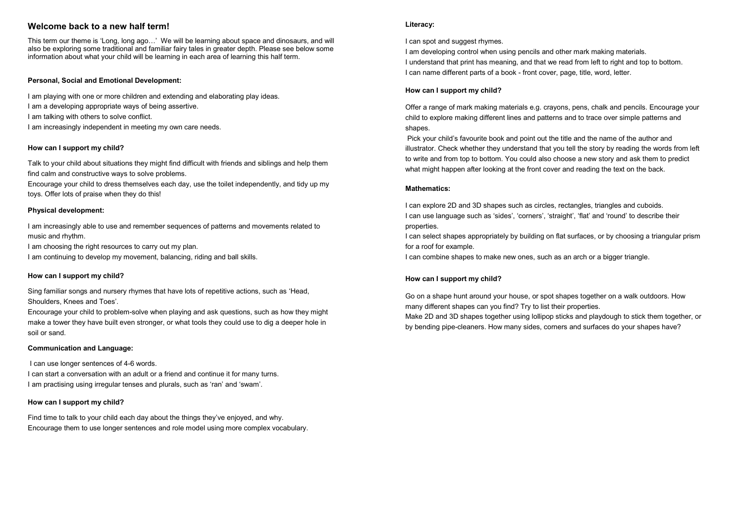## Welcome back to a new half term!

This term our theme is 'Long, long ago…' We will be learning about space and dinosaurs, and will also be exploring some traditional and familiar fairy tales in greater depth. Please see below some information about what your child will be learning in each area of learning this half term.

**Personal, Social and Emotional Development:**

I am playing with one or more children and extending and elaborating play ideas.
I am a developing appropriate ways of being assertive.
I am talking with others to solve conflict.
I am increasingly independent in meeting my own care needs.

**How can I support my child?**

Talk to your child about situations they might find difficult with friends and siblings and help them find calm and constructive ways to solve problems.
Encourage your child to dress themselves each day, use the toilet independently, and tidy up my toys. Offer lots of praise when they do this!

**Physical development:**

I am increasingly able to use and remember sequences of patterns and movements related to music and rhythm.
I am choosing the right resources to carry out my plan.
I am continuing to develop my movement, balancing, riding and ball skills.

**How can I support my child?**

Sing familiar songs and nursery rhymes that have lots of repetitive actions, such as 'Head, Shoulders, Knees and Toes'.
Encourage your child to problem-solve when playing and ask questions, such as how they might make a tower they have built even stronger, or what tools they could use to dig a deeper hole in soil or sand.

**Communication and Language:**

I can use longer sentences of 4-6 words.
I can start a conversation with an adult or a friend and continue it for many turns.
I am practising using irregular tenses and plurals, such as 'ran' and 'swam'.

**How can I support my child?**

Find time to talk to your child each day about the things they've enjoyed, and why.
Encourage them to use longer sentences and role model using more complex vocabulary.

**Literacy:**

I can spot and suggest rhymes.
I am developing control when using pencils and other mark making materials.
I understand that print has meaning, and that we read from left to right and top to bottom.
I can name different parts of a book - front cover, page, title, word, letter.

**How can I support my child?**

Offer a range of mark making materials e.g. crayons, pens, chalk and pencils. Encourage your child to explore making different lines and patterns and to trace over simple patterns and shapes.
Pick your child's favourite book and point out the title and the name of the author and illustrator. Check whether they understand that you tell the story by reading the words from left to write and from top to bottom. You could also choose a new story and ask them to predict what might happen after looking at the front cover and reading the text on the back.

**Mathematics:**

I can explore 2D and 3D shapes such as circles, rectangles, triangles and cuboids.
I can use language such as 'sides', 'corners', 'straight', 'flat' and 'round' to describe their properties.
I can select shapes appropriately by building on flat surfaces, or by choosing a triangular prism for a roof for example.
I can combine shapes to make new ones, such as an arch or a bigger triangle.

**How can I support my child?**

Go on a shape hunt around your house, or spot shapes together on a walk outdoors. How many different shapes can you find? Try to list their properties.
Make 2D and 3D shapes together using lollipop sticks and playdough to stick them together, or by bending pipe-cleaners. How many sides, corners and surfaces do your shapes have?